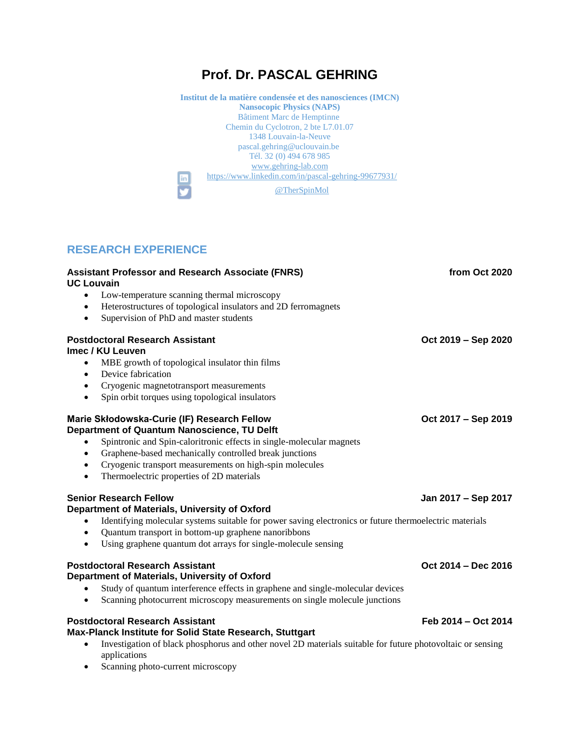# Prof. Dr. PASCAL GEHRING

**Institut de la matière condensée et des nanosciences (IMCN)**
**Nansocopic Physics (NAPS)**
Bâtiment Marc de Hemptinne
Chemin du Cyclotron, 2 bte L7.01.07
1348 Louvain-la-Neuve
pascal.gehring@uclouvain.be
Tél. 32 (0) 494 678 985
www.gehring-lab.com
https://www.linkedin.com/in/pascal-gehring-99677931/
@TherSpinMol

## RESEARCH EXPERIENCE

**Assistant Professor and Research Associate (FNRS)** — **from Oct 2020**
**UC Louvain**

- Low-temperature scanning thermal microscopy
- Heterostructures of topological insulators and 2D ferromagnets
- Supervision of PhD and master students

**Postdoctoral Research Assistant** — **Oct 2019 – Sep 2020**
**Imec / KU Leuven**

- MBE growth of topological insulator thin films
- Device fabrication
- Cryogenic magnetotransport measurements
- Spin orbit torques using topological insulators

**Marie Skłodowska-Curie (IF) Research Fellow** — **Oct 2017 – Sep 2019**
**Department of Quantum Nanoscience, TU Delft**

- Spintronic and Spin-caloritronic effects in single-molecular magnets
- Graphene-based mechanically controlled break junctions
- Cryogenic transport measurements on high-spin molecules
- Thermoelectric properties of 2D materials

**Senior Research Fellow** — **Jan 2017 – Sep 2017**
**Department of Materials, University of Oxford**

- Identifying molecular systems suitable for power saving electronics or future thermoelectric materials
- Quantum transport in bottom-up graphene nanoribbons
- Using graphene quantum dot arrays for single-molecule sensing

**Postdoctoral Research Assistant** — **Oct 2014 – Dec 2016**
**Department of Materials, University of Oxford**

- Study of quantum interference effects in graphene and single-molecular devices
- Scanning photocurrent microscopy measurements on single molecule junctions

**Postdoctoral Research Assistant** — **Feb 2014 – Oct 2014**
**Max-Planck Institute for Solid State Research, Stuttgart**

- Investigation of black phosphorus and other novel 2D materials suitable for future photovoltaic or sensing applications
- Scanning photo-current microscopy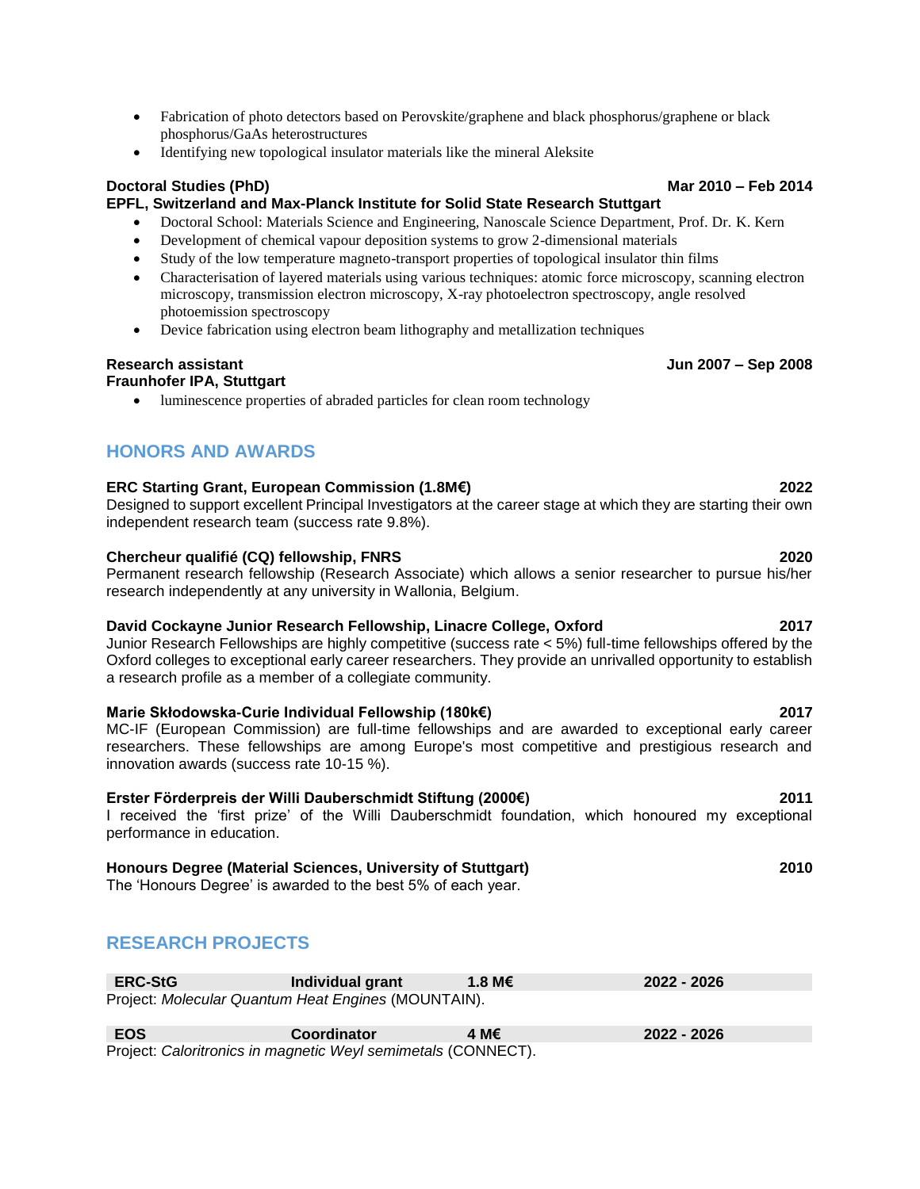- Fabrication of photo detectors based on Perovskite/graphene and black phosphorus/graphene or black phosphorus/GaAs heterostructures
- Identifying new topological insulator materials like the mineral Aleksite

**Doctoral Studies (PhD)** **Mar 2010 – Feb 2014**
**EPFL, Switzerland and Max-Planck Institute for Solid State Research Stuttgart**

- Doctoral School: Materials Science and Engineering, Nanoscale Science Department, Prof. Dr. K. Kern
- Development of chemical vapour deposition systems to grow 2-dimensional materials
- Study of the low temperature magneto-transport properties of topological insulator thin films
- Characterisation of layered materials using various techniques: atomic force microscopy, scanning electron microscopy, transmission electron microscopy, X-ray photoelectron spectroscopy, angle resolved photoemission spectroscopy
- Device fabrication using electron beam lithography and metallization techniques

**Research assistant** **Jun 2007 – Sep 2008**
**Fraunhofer IPA, Stuttgart**

- luminescence properties of abraded particles for clean room technology

## HONORS AND AWARDS

**ERC Starting Grant, European Commission (1.8M€)** **2022**
Designed to support excellent Principal Investigators at the career stage at which they are starting their own independent research team (success rate 9.8%).

**Chercheur qualifié (CQ) fellowship, FNRS** **2020**
Permanent research fellowship (Research Associate) which allows a senior researcher to pursue his/her research independently at any university in Wallonia, Belgium.

**David Cockayne Junior Research Fellowship, Linacre College, Oxford** **2017**
Junior Research Fellowships are highly competitive (success rate < 5%) full-time fellowships offered by the Oxford colleges to exceptional early career researchers. They provide an unrivalled opportunity to establish a research profile as a member of a collegiate community.

**Marie Skłodowska-Curie Individual Fellowship (180k€)** **2017**
MC-IF (European Commission) are full-time fellowships and are awarded to exceptional early career researchers. These fellowships are among Europe's most competitive and prestigious research and innovation awards (success rate 10-15 %).

**Erster Förderpreis der Willi Dauberschmidt Stiftung (2000€)** **2011**
I received the 'first prize' of the Willi Dauberschmidt foundation, which honoured my exceptional performance in education.

**Honours Degree (Material Sciences, University of Stuttgart)** **2010**
The 'Honours Degree' is awarded to the best 5% of each year.

## RESEARCH PROJECTS

| **ERC-StG** | **Individual grant** | **1.8 M€** | **2022 - 2026** |
|---|---|---|---|

Project: *Molecular Quantum Heat Engines* (MOUNTAIN).

| **EOS** | **Coordinator** | **4 M€** | **2022 - 2026** |
|---|---|---|---|

Project: *Caloritronics in magnetic Weyl semimetals* (CONNECT).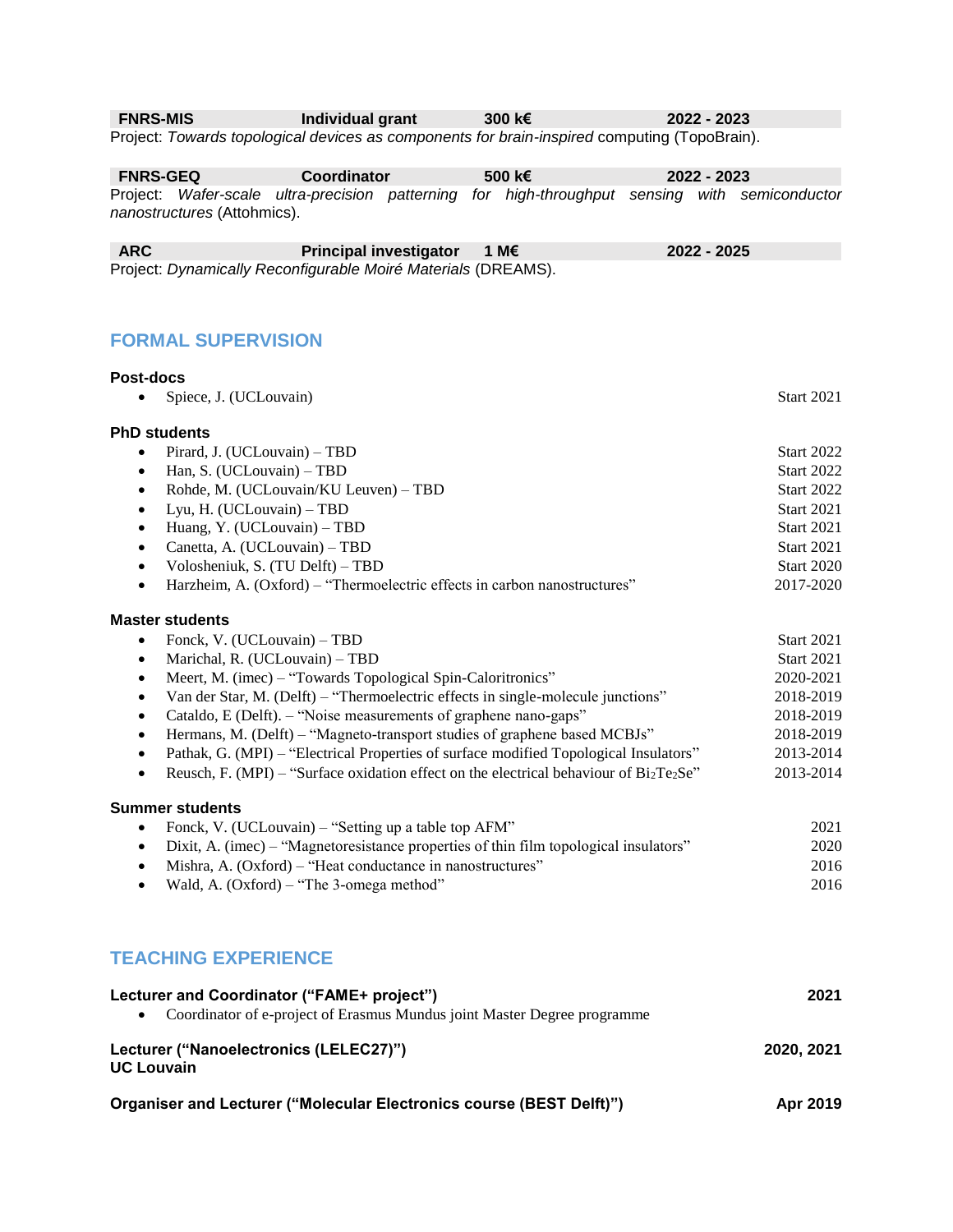| **FNRS-MIS** | **Individual grant** | **300 k€** | **2022 - 2023** |
|---|---|---|---|

Project: *Towards topological devices as components for brain-inspired* computing (TopoBrain).

| **FNRS-GEQ** | **Coordinator** | **500 k€** | **2022 - 2023** |
|---|---|---|---|

Project: *Wafer-scale ultra-precision patterning for high-throughput sensing with semiconductor nanostructures* (Attohmics).

| **ARC** | **Principal investigator** | **1 M€** | **2022 - 2025** |
|---|---|---|---|

Project: *Dynamically Reconfigurable Moiré Materials* (DREAMS).

## FORMAL SUPERVISION

### Post-docs

- Spiece, J. (UCLouvain) — Start 2021

### PhD students

- Pirard, J. (UCLouvain) – TBD — Start 2022
- Han, S. (UCLouvain) – TBD — Start 2022
- Rohde, M. (UCLouvain/KU Leuven) – TBD — Start 2022
- Lyu, H. (UCLouvain) – TBD — Start 2021
- Huang, Y. (UCLouvain) – TBD — Start 2021
- Canetta, A. (UCLouvain) – TBD — Start 2021
- Volosheniuk, S. (TU Delft) – TBD — Start 2020
- Harzheim, A. (Oxford) – "Thermoelectric effects in carbon nanostructures" — 2017-2020

### Master students

- Fonck, V. (UCLouvain) – TBD — Start 2021
- Marichal, R. (UCLouvain) – TBD — Start 2021
- Meert, M. (imec) – "Towards Topological Spin-Caloritronics" — 2020-2021
- Van der Star, M. (Delft) – "Thermoelectric effects in single-molecule junctions" — 2018-2019
- Cataldo, E (Delft). – "Noise measurements of graphene nano-gaps" — 2018-2019
- Hermans, M. (Delft) – "Magneto-transport studies of graphene based MCBJs" — 2018-2019
- Pathak, G. (MPI) – "Electrical Properties of surface modified Topological Insulators" — 2013-2014
- Reusch, F. (MPI) – "Surface oxidation effect on the electrical behaviour of $Bi_2Te_2Se$" — 2013-2014

### Summer students

- Fonck, V. (UCLouvain) – "Setting up a table top AFM" — 2021
- Dixit, A. (imec) – "Magnetoresistance properties of thin film topological insulators" — 2020
- Mishra, A. (Oxford) – "Heat conductance in nanostructures" — 2016
- Wald, A. (Oxford) – "The 3-omega method" — 2016

## TEACHING EXPERIENCE

**Lecturer and Coordinator ("FAME+ project")** — **2021**

- Coordinator of e-project of Erasmus Mundus joint Master Degree programme

**Lecturer ("Nanoelectronics (LELEC27)")** — **2020, 2021**
**UC Louvain**

**Organiser and Lecturer ("Molecular Electronics course (BEST Delft)")** — **Apr 2019**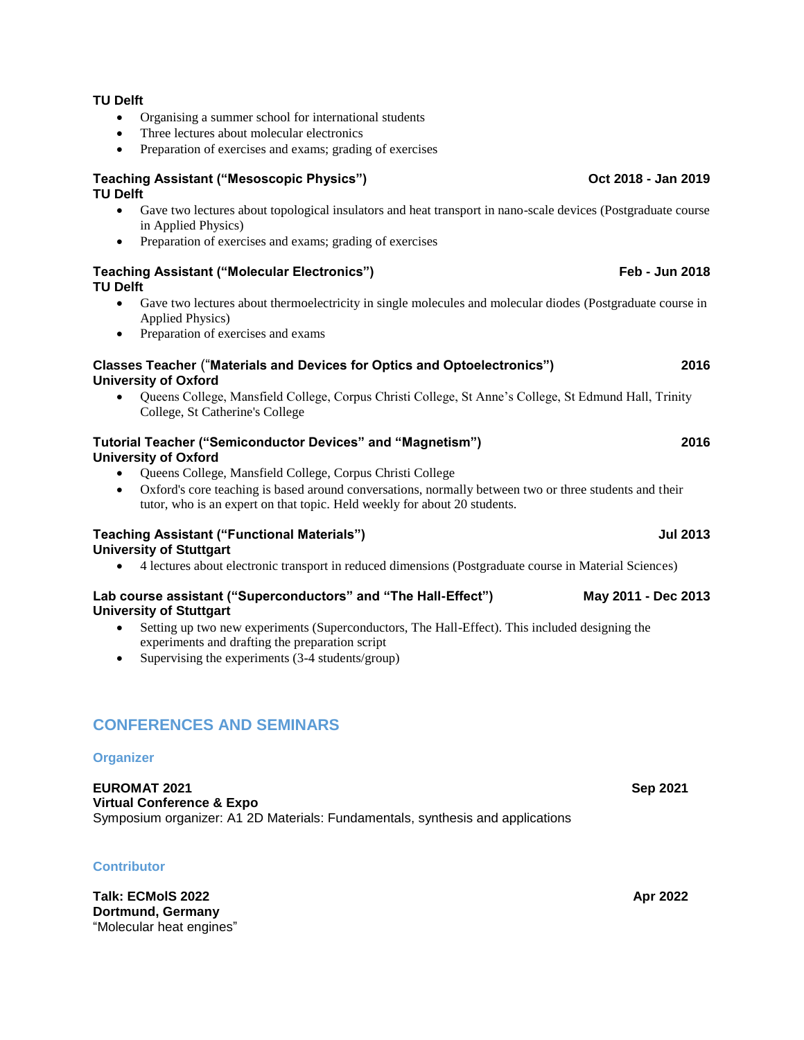**TU Delft**

- Organising a summer school for international students
- Three lectures about molecular electronics
- Preparation of exercises and exams; grading of exercises

**Teaching Assistant ("Mesoscopic Physics")** **Oct 2018 - Jan 2019**
**TU Delft**

- Gave two lectures about topological insulators and heat transport in nano-scale devices (Postgraduate course in Applied Physics)
- Preparation of exercises and exams; grading of exercises

**Teaching Assistant ("Molecular Electronics")** **Feb - Jun 2018**
**TU Delft**

- Gave two lectures about thermoelectricity in single molecules and molecular diodes (Postgraduate course in Applied Physics)
- Preparation of exercises and exams

**Classes Teacher ("Materials and Devices for Optics and Optoelectronics")** **2016**
**University of Oxford**

- Queens College, Mansfield College, Corpus Christi College, St Anne's College, St Edmund Hall, Trinity College, St Catherine's College

**Tutorial Teacher ("Semiconductor Devices" and "Magnetism")** **2016**
**University of Oxford**

- Queens College, Mansfield College, Corpus Christi College
- Oxford's core teaching is based around conversations, normally between two or three students and their tutor, who is an expert on that topic. Held weekly for about 20 students.

**Teaching Assistant ("Functional Materials")** **Jul 2013**
**University of Stuttgart**

- 4 lectures about electronic transport in reduced dimensions (Postgraduate course in Material Sciences)

**Lab course assistant ("Superconductors" and "The Hall-Effect")** **May 2011 - Dec 2013**
**University of Stuttgart**

- Setting up two new experiments (Superconductors, The Hall-Effect). This included designing the experiments and drafting the preparation script
- Supervising the experiments (3-4 students/group)

## CONFERENCES AND SEMINARS

### Organizer

**EUROMAT 2021** **Sep 2021**
**Virtual Conference & Expo**
Symposium organizer: A1 2D Materials: Fundamentals, synthesis and applications

### Contributor

**Talk: ECMolS 2022** **Apr 2022**
**Dortmund, Germany**
"Molecular heat engines"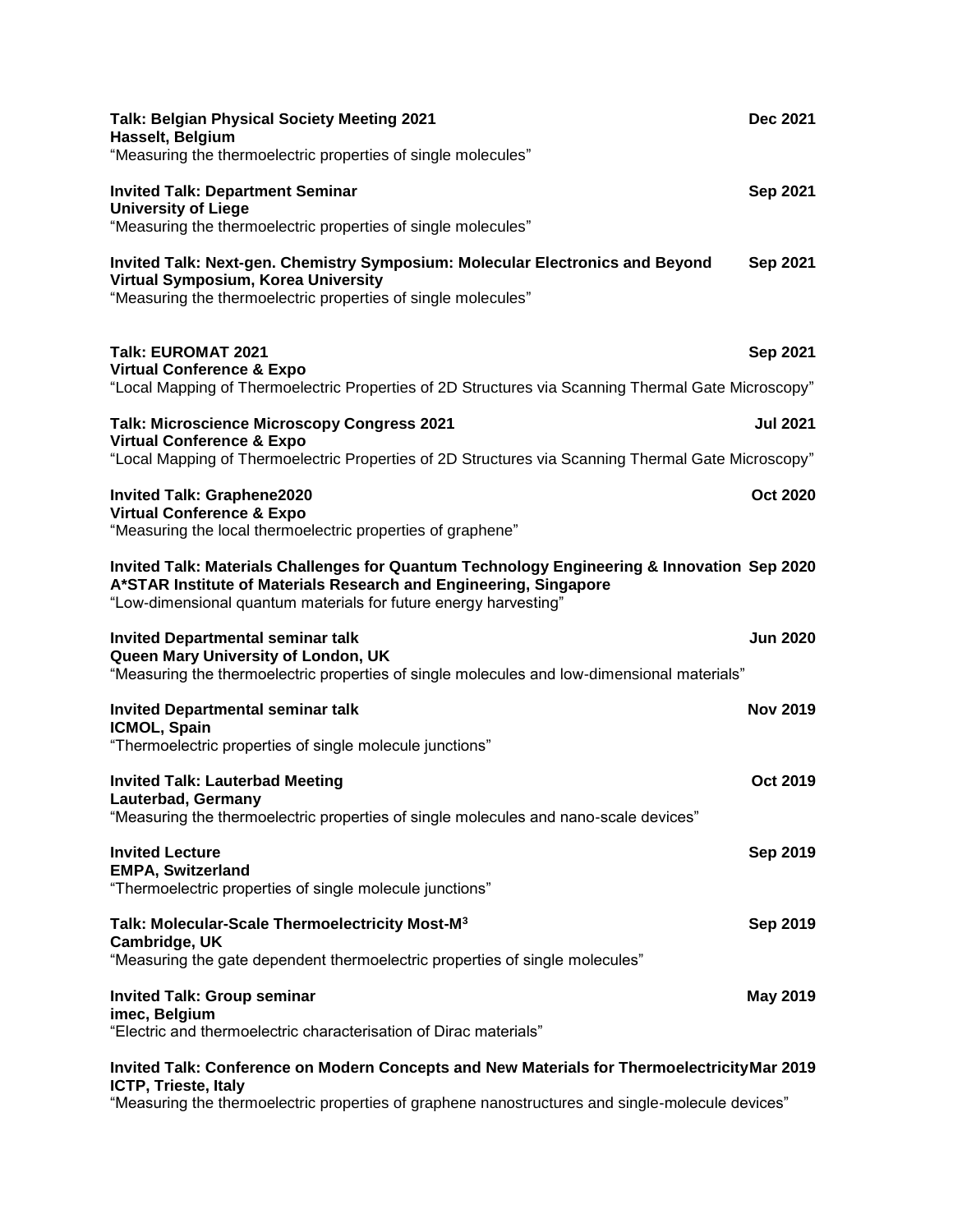**Talk: Belgian Physical Society Meeting 2021** **Dec 2021**
**Hasselt, Belgium**
"Measuring the thermoelectric properties of single molecules"

**Invited Talk: Department Seminar** **Sep 2021**
**University of Liege**
"Measuring the thermoelectric properties of single molecules"

**Invited Talk: Next-gen. Chemistry Symposium: Molecular Electronics and Beyond** **Sep 2021**
**Virtual Symposium, Korea University**
"Measuring the thermoelectric properties of single molecules"

**Talk: EUROMAT 2021** **Sep 2021**
**Virtual Conference & Expo**
"Local Mapping of Thermoelectric Properties of 2D Structures via Scanning Thermal Gate Microscopy"

**Talk: Microscience Microscopy Congress 2021** **Jul 2021**
**Virtual Conference & Expo**
"Local Mapping of Thermoelectric Properties of 2D Structures via Scanning Thermal Gate Microscopy"

**Invited Talk: Graphene2020** **Oct 2020**
**Virtual Conference & Expo**
"Measuring the local thermoelectric properties of graphene"

**Invited Talk: Materials Challenges for Quantum Technology Engineering & Innovation** **Sep 2020**
**A*STAR Institute of Materials Research and Engineering, Singapore**
"Low-dimensional quantum materials for future energy harvesting"

**Invited Departmental seminar talk** **Jun 2020**
**Queen Mary University of London, UK**
"Measuring the thermoelectric properties of single molecules and low-dimensional materials"

**Invited Departmental seminar talk** **Nov 2019**
**ICMOL, Spain**
"Thermoelectric properties of single molecule junctions"

**Invited Talk: Lauterbad Meeting** **Oct 2019**
**Lauterbad, Germany**
"Measuring the thermoelectric properties of single molecules and nano-scale devices"

**Invited Lecture** **Sep 2019**
**EMPA, Switzerland**
"Thermoelectric properties of single molecule junctions"

**Talk: Molecular-Scale Thermoelectricity Most-M$^3$** **Sep 2019**
**Cambridge, UK**
"Measuring the gate dependent thermoelectric properties of single molecules"

**Invited Talk: Group seminar** **May 2019**
**imec, Belgium**
"Electric and thermoelectric characterisation of Dirac materials"

**Invited Talk: Conference on Modern Concepts and New Materials for Thermoelectricity** **Mar 2019**
**ICTP, Trieste, Italy**
"Measuring the thermoelectric properties of graphene nanostructures and single-molecule devices"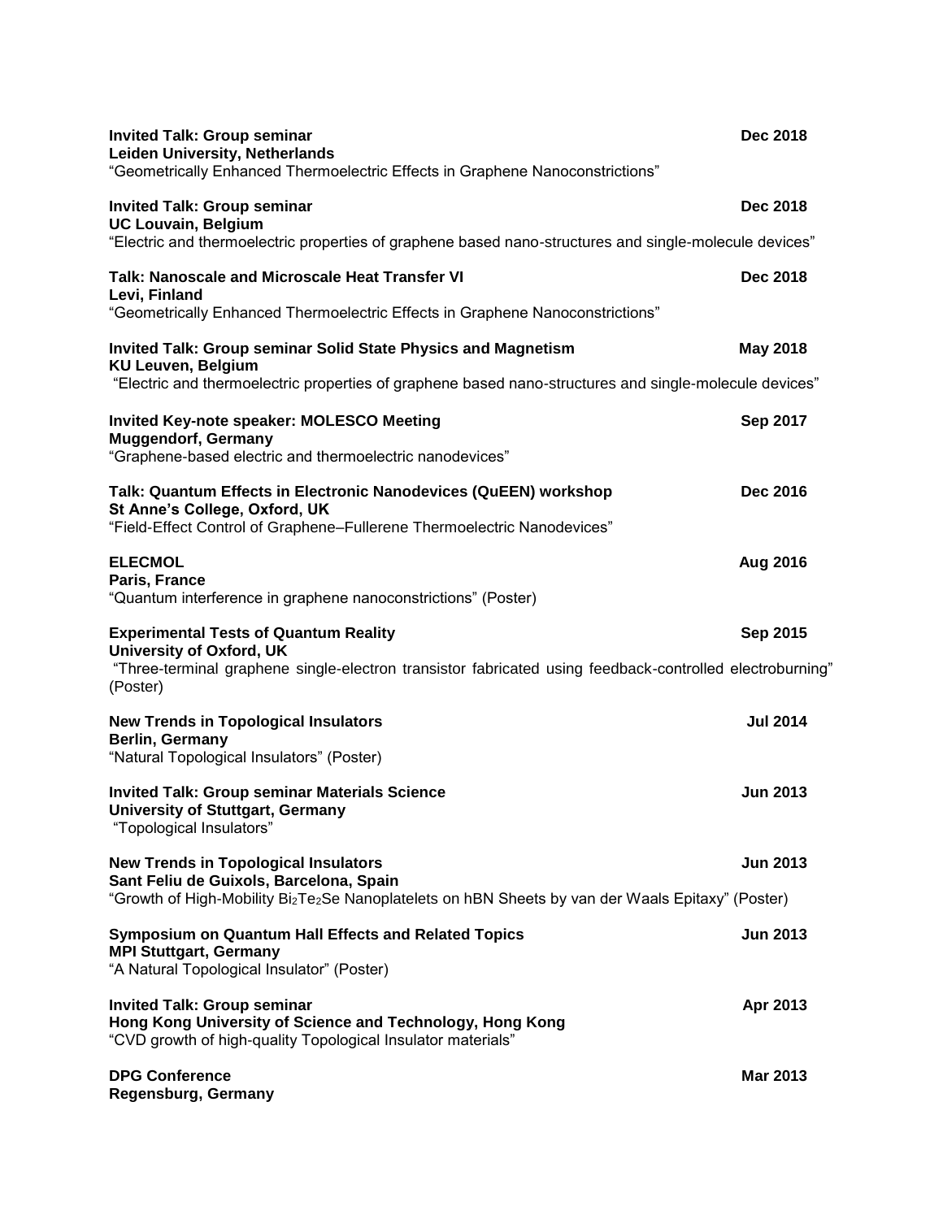**Invited Talk: Group seminar** **Dec 2018**
**Leiden University, Netherlands**
"Geometrically Enhanced Thermoelectric Effects in Graphene Nanoconstrictions"

**Invited Talk: Group seminar** **Dec 2018**
**UC Louvain, Belgium**
"Electric and thermoelectric properties of graphene based nano-structures and single-molecule devices"

**Talk: Nanoscale and Microscale Heat Transfer VI** **Dec 2018**
**Levi, Finland**
"Geometrically Enhanced Thermoelectric Effects in Graphene Nanoconstrictions"

**Invited Talk: Group seminar Solid State Physics and Magnetism** **May 2018**
**KU Leuven, Belgium**
"Electric and thermoelectric properties of graphene based nano-structures and single-molecule devices"

**Invited Key-note speaker: MOLESCO Meeting** **Sep 2017**
**Muggendorf, Germany**
"Graphene-based electric and thermoelectric nanodevices"

**Talk: Quantum Effects in Electronic Nanodevices (QuEEN) workshop** **Dec 2016**
**St Anne's College, Oxford, UK**
"Field-Effect Control of Graphene–Fullerene Thermoelectric Nanodevices"

**ELECMOL** **Aug 2016**
**Paris, France**
"Quantum interference in graphene nanoconstrictions" (Poster)

**Experimental Tests of Quantum Reality** **Sep 2015**
**University of Oxford, UK**
"Three-terminal graphene single-electron transistor fabricated using feedback-controlled electroburning" (Poster)

**New Trends in Topological Insulators** **Jul 2014**
**Berlin, Germany**
"Natural Topological Insulators" (Poster)

**Invited Talk: Group seminar Materials Science** **Jun 2013**
**University of Stuttgart, Germany**
"Topological Insulators"

**New Trends in Topological Insulators** **Jun 2013**
**Sant Feliu de Guixols, Barcelona, Spain**
"Growth of High-Mobility $Bi_2Te_2Se$ Nanoplatelets on hBN Sheets by van der Waals Epitaxy" (Poster)

**Symposium on Quantum Hall Effects and Related Topics** **Jun 2013**
**MPI Stuttgart, Germany**
"A Natural Topological Insulator" (Poster)

**Invited Talk: Group seminar** **Apr 2013**
**Hong Kong University of Science and Technology, Hong Kong**
"CVD growth of high-quality Topological Insulator materials"

**DPG Conference** **Mar 2013**
**Regensburg, Germany**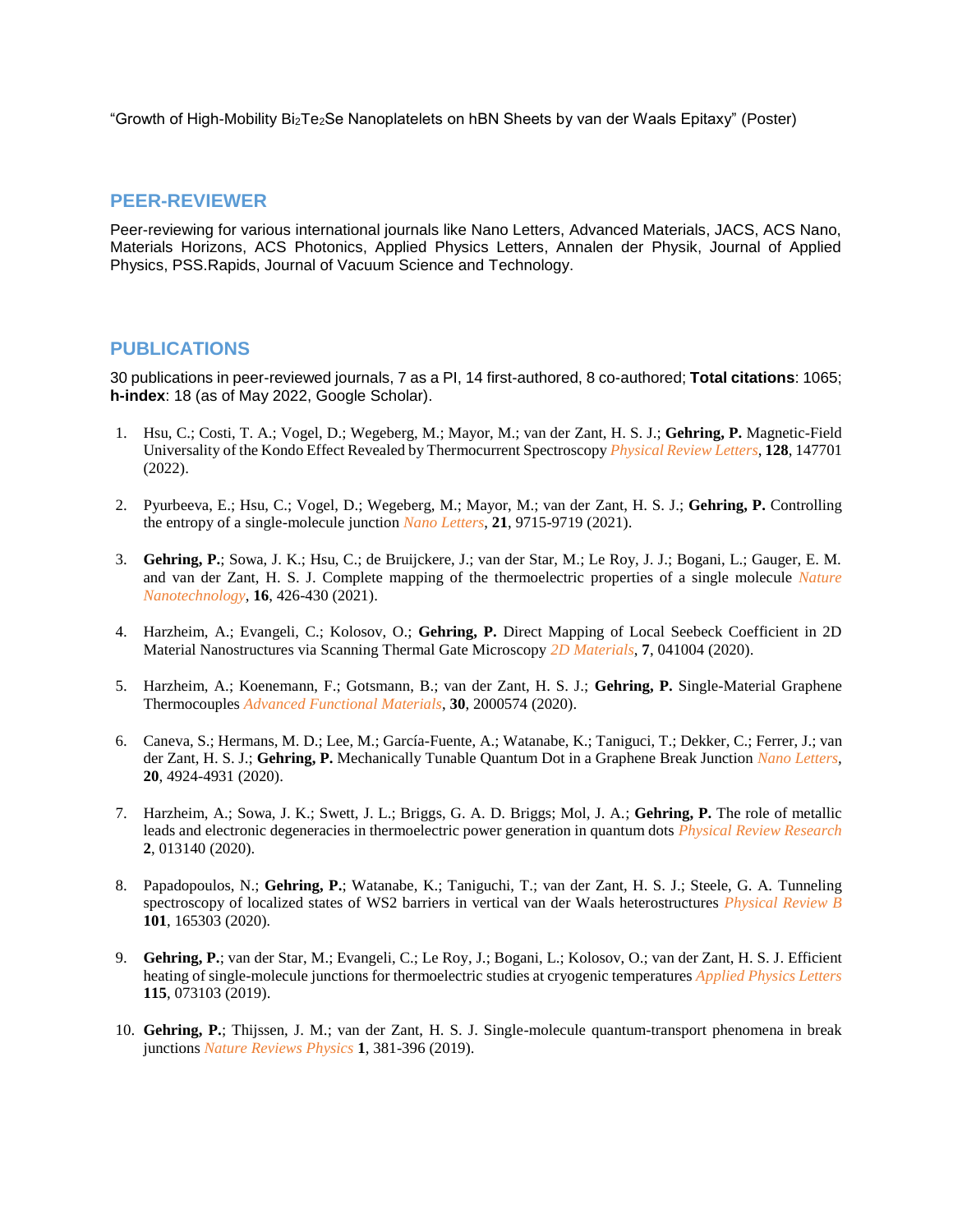"Growth of High-Mobility $Bi_2Te_2Se$ Nanoplatelets on hBN Sheets by van der Waals Epitaxy" (Poster)

## PEER-REVIEWER

Peer-reviewing for various international journals like Nano Letters, Advanced Materials, JACS, ACS Nano, Materials Horizons, ACS Photonics, Applied Physics Letters, Annalen der Physik, Journal of Applied Physics, PSS.Rapids, Journal of Vacuum Science and Technology.

## PUBLICATIONS

30 publications in peer-reviewed journals, 7 as a PI, 14 first-authored, 8 co-authored; **Total citations**: 1065; **h-index**: 18 (as of May 2022, Google Scholar).

1. Hsu, C.; Costi, T. A.; Vogel, D.; Wegeberg, M.; Mayor, M.; van der Zant, H. S. J.; **Gehring, P.** Magnetic-Field Universality of the Kondo Effect Revealed by Thermocurrent Spectroscopy *Physical Review Letters*, **128**, 147701 (2022).

2. Pyurbeeva, E.; Hsu, C.; Vogel, D.; Wegeberg, M.; Mayor, M.; van der Zant, H. S. J.; **Gehring, P.** Controlling the entropy of a single-molecule junction *Nano Letters*, **21**, 9715-9719 (2021).

3. **Gehring, P.**; Sowa, J. K.; Hsu, C.; de Bruijckere, J.; van der Star, M.; Le Roy, J. J.; Bogani, L.; Gauger, E. M. and van der Zant, H. S. J. Complete mapping of the thermoelectric properties of a single molecule *Nature Nanotechnology*, **16**, 426-430 (2021).

4. Harzheim, A.; Evangeli, C.; Kolosov, O.; **Gehring, P.** Direct Mapping of Local Seebeck Coefficient in 2D Material Nanostructures via Scanning Thermal Gate Microscopy *2D Materials*, **7**, 041004 (2020).

5. Harzheim, A.; Koenemann, F.; Gotsmann, B.; van der Zant, H. S. J.; **Gehring, P.** Single-Material Graphene Thermocouples *Advanced Functional Materials*, **30**, 2000574 (2020).

6. Caneva, S.; Hermans, M. D.; Lee, M.; García-Fuente, A.; Watanabe, K.; Taniguci, T.; Dekker, C.; Ferrer, J.; van der Zant, H. S. J.; **Gehring, P.** Mechanically Tunable Quantum Dot in a Graphene Break Junction *Nano Letters*, **20**, 4924-4931 (2020).

7. Harzheim, A.; Sowa, J. K.; Swett, J. L.; Briggs, G. A. D. Briggs; Mol, J. A.; **Gehring, P.** The role of metallic leads and electronic degeneracies in thermoelectric power generation in quantum dots *Physical Review Research* **2**, 013140 (2020).

8. Papadopoulos, N.; **Gehring, P.**; Watanabe, K.; Taniguchi, T.; van der Zant, H. S. J.; Steele, G. A. Tunneling spectroscopy of localized states of WS2 barriers in vertical van der Waals heterostructures *Physical Review B* **101**, 165303 (2020).

9. **Gehring, P.**; van der Star, M.; Evangeli, C.; Le Roy, J.; Bogani, L.; Kolosov, O.; van der Zant, H. S. J. Efficient heating of single-molecule junctions for thermoelectric studies at cryogenic temperatures *Applied Physics Letters* **115**, 073103 (2019).

10. **Gehring, P.**; Thijssen, J. M.; van der Zant, H. S. J. Single-molecule quantum-transport phenomena in break junctions *Nature Reviews Physics* **1**, 381-396 (2019).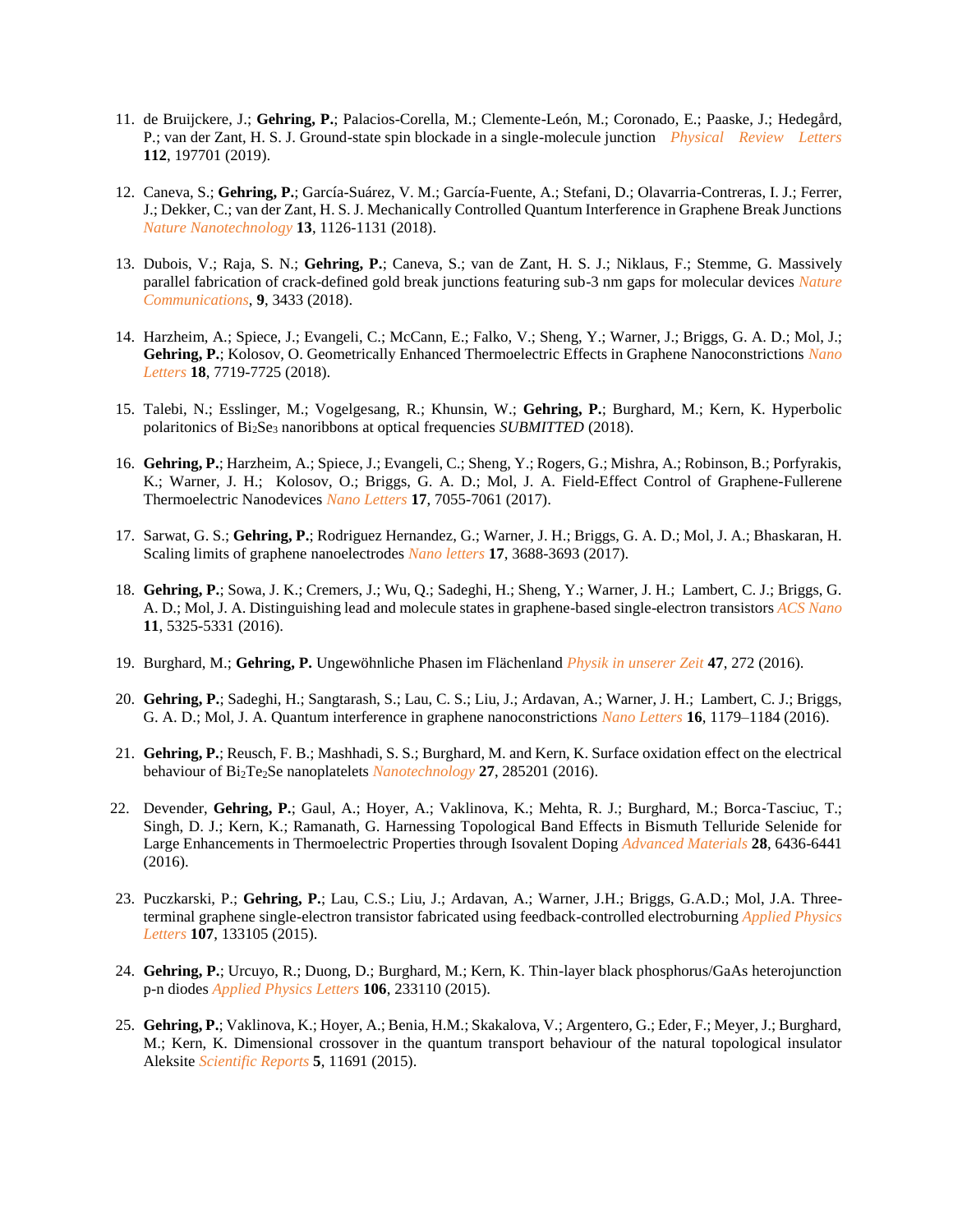11. de Bruijckere, J.; **Gehring, P.**; Palacios-Corella, M.; Clemente-León, M.; Coronado, E.; Paaske, J.; Hedegård, P.; van der Zant, H. S. J. Ground-state spin blockade in a single-molecule junction *Physical Review Letters* **112**, 197701 (2019).

12. Caneva, S.; **Gehring, P.**; García-Suárez, V. M.; García-Fuente, A.; Stefani, D.; Olavarria-Contreras, I. J.; Ferrer, J.; Dekker, C.; van der Zant, H. S. J. Mechanically Controlled Quantum Interference in Graphene Break Junctions *Nature Nanotechnology* **13**, 1126-1131 (2018).

13. Dubois, V.; Raja, S. N.; **Gehring, P.**; Caneva, S.; van de Zant, H. S. J.; Niklaus, F.; Stemme, G. Massively parallel fabrication of crack-defined gold break junctions featuring sub-3 nm gaps for molecular devices *Nature Communications*, **9**, 3433 (2018).

14. Harzheim, A.; Spiece, J.; Evangeli, C.; McCann, E.; Falko, V.; Sheng, Y.; Warner, J.; Briggs, G. A. D.; Mol, J.; **Gehring, P.**; Kolosov, O. Geometrically Enhanced Thermoelectric Effects in Graphene Nanoconstrictions *Nano Letters* **18**, 7719-7725 (2018).

15. Talebi, N.; Esslinger, M.; Vogelgesang, R.; Khunsin, W.; **Gehring, P.**; Burghard, M.; Kern, K. Hyperbolic polaritonics of $Bi_2Se_3$ nanoribbons at optical frequencies *SUBMITTED* (2018).

16. **Gehring, P.**; Harzheim, A.; Spiece, J.; Evangeli, C.; Sheng, Y.; Rogers, G.; Mishra, A.; Robinson, B.; Porfyrakis, K.; Warner, J. H.; Kolosov, O.; Briggs, G. A. D.; Mol, J. A. Field-Effect Control of Graphene-Fullerene Thermoelectric Nanodevices *Nano Letters* **17**, 7055-7061 (2017).

17. Sarwat, G. S.; **Gehring, P.**; Rodriguez Hernandez, G.; Warner, J. H.; Briggs, G. A. D.; Mol, J. A.; Bhaskaran, H. Scaling limits of graphene nanoelectrodes *Nano letters* **17**, 3688-3693 (2017).

18. **Gehring, P.**; Sowa, J. K.; Cremers, J.; Wu, Q.; Sadeghi, H.; Sheng, Y.; Warner, J. H.; Lambert, C. J.; Briggs, G. A. D.; Mol, J. A. Distinguishing lead and molecule states in graphene-based single-electron transistors *ACS Nano* **11**, 5325-5331 (2016).

19. Burghard, M.; **Gehring, P.** Ungewöhnliche Phasen im Flächenland *Physik in unserer Zeit* **47**, 272 (2016).

20. **Gehring, P.**; Sadeghi, H.; Sangtarash, S.; Lau, C. S.; Liu, J.; Ardavan, A.; Warner, J. H.; Lambert, C. J.; Briggs, G. A. D.; Mol, J. A. Quantum interference in graphene nanoconstrictions *Nano Letters* **16**, 1179–1184 (2016).

21. **Gehring, P.**; Reusch, F. B.; Mashhadi, S. S.; Burghard, M. and Kern, K. Surface oxidation effect on the electrical behaviour of $Bi_2Te_2Se$ nanoplatelets *Nanotechnology* **27**, 285201 (2016).

22. Devender, **Gehring, P.**; Gaul, A.; Hoyer, A.; Vaklinova, K.; Mehta, R. J.; Burghard, M.; Borca-Tasciuc, T.; Singh, D. J.; Kern, K.; Ramanath, G. Harnessing Topological Band Effects in Bismuth Telluride Selenide for Large Enhancements in Thermoelectric Properties through Isovalent Doping *Advanced Materials* **28**, 6436-6441 (2016).

23. Puczkarski, P.; **Gehring, P.**; Lau, C.S.; Liu, J.; Ardavan, A.; Warner, J.H.; Briggs, G.A.D.; Mol, J.A. Three-terminal graphene single-electron transistor fabricated using feedback-controlled electroburning *Applied Physics Letters* **107**, 133105 (2015).

24. **Gehring, P.**; Urcuyo, R.; Duong, D.; Burghard, M.; Kern, K. Thin-layer black phosphorus/GaAs heterojunction p-n diodes *Applied Physics Letters* **106**, 233110 (2015).

25. **Gehring, P.**; Vaklinova, K.; Hoyer, A.; Benia, H.M.; Skakalova, V.; Argentero, G.; Eder, F.; Meyer, J.; Burghard, M.; Kern, K. Dimensional crossover in the quantum transport behaviour of the natural topological insulator Aleksite *Scientific Reports* **5**, 11691 (2015).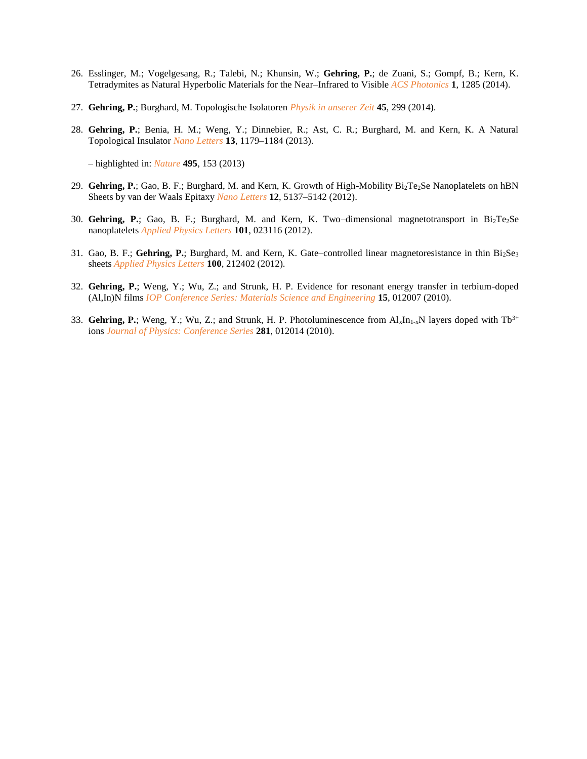26. Esslinger, M.; Vogelgesang, R.; Talebi, N.; Khunsin, W.; **Gehring, P.**; de Zuani, S.; Gompf, B.; Kern, K. Tetradymites as Natural Hyperbolic Materials for the Near–Infrared to Visible *ACS Photonics* **1**, 1285 (2014).

27. **Gehring, P.**; Burghard, M. Topologische Isolatoren *Physik in unserer Zeit* **45**, 299 (2014).

28. **Gehring, P.**; Benia, H. M.; Weng, Y.; Dinnebier, R.; Ast, C. R.; Burghard, M. and Kern, K. A Natural Topological Insulator *Nano Letters* **13**, 1179–1184 (2013).

    – highlighted in: *Nature* **495**, 153 (2013)

29. **Gehring, P.**; Gao, B. F.; Burghard, M. and Kern, K. Growth of High-Mobility $Bi_2Te_2Se$ Nanoplatelets on hBN Sheets by van der Waals Epitaxy *Nano Letters* **12**, 5137–5142 (2012).

30. **Gehring, P.**; Gao, B. F.; Burghard, M. and Kern, K. Two–dimensional magnetotransport in $Bi_2Te_2Se$ nanoplatelets *Applied Physics Letters* **101**, 023116 (2012).

31. Gao, B. F.; **Gehring, P.**; Burghard, M. and Kern, K. Gate–controlled linear magnetoresistance in thin $Bi_2Se_3$ sheets *Applied Physics Letters* **100**, 212402 (2012).

32. **Gehring, P.**; Weng, Y.; Wu, Z.; and Strunk, H. P. Evidence for resonant energy transfer in terbium-doped (Al,In)N films *IOP Conference Series: Materials Science and Engineering* **15**, 012007 (2010).

33. **Gehring, P.**; Weng, Y.; Wu, Z.; and Strunk, H. P. Photoluminescence from $Al_xIn_{1-x}N$ layers doped with $Tb^{3+}$ ions *Journal of Physics: Conference Series* **281**, 012014 (2010).